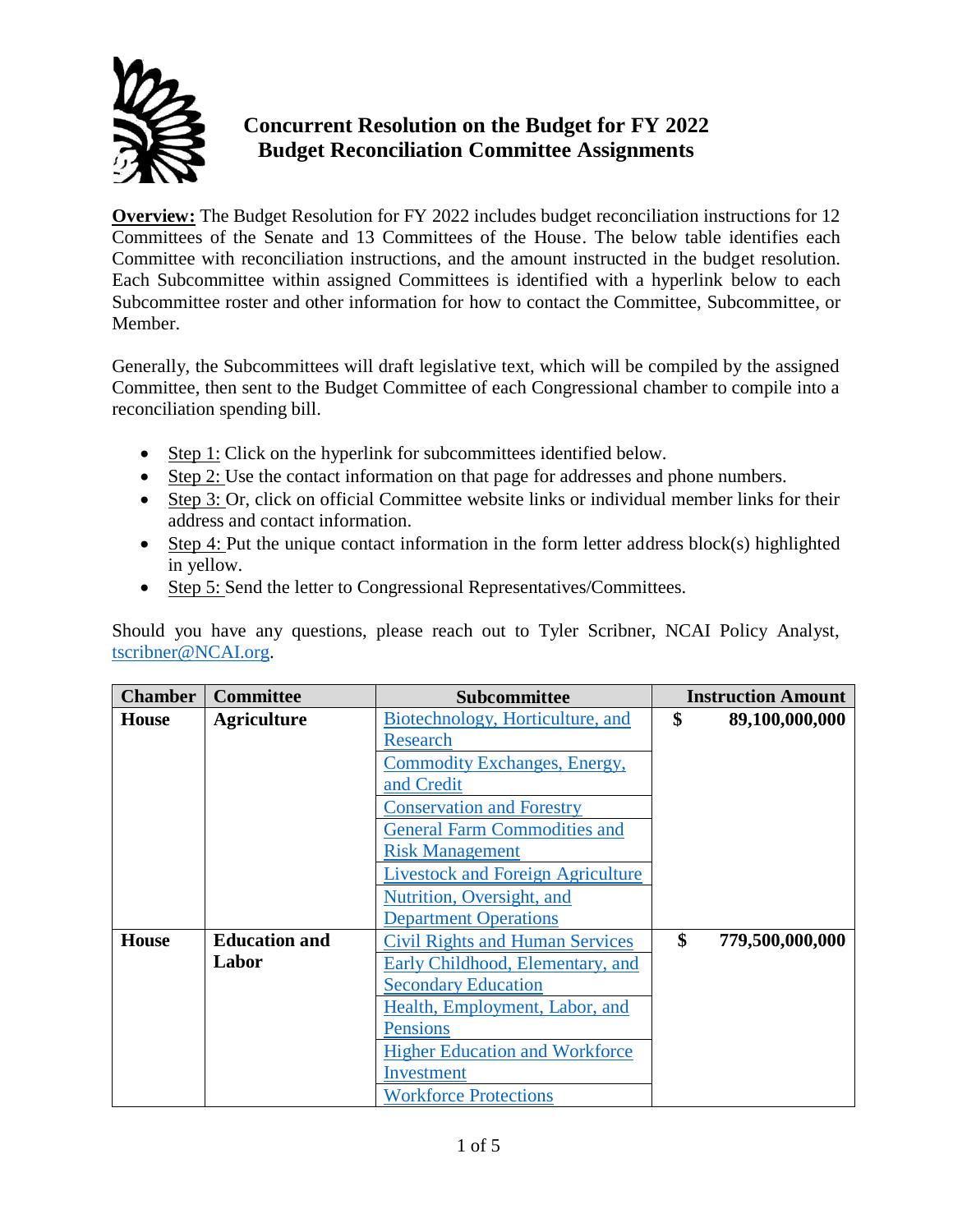# Concurrent Resolution on the Budget for FY 2022
# Budget Reconciliation Committee Assignments

**Overview:** The Budget Resolution for FY 2022 includes budget reconciliation instructions for 12 Committees of the Senate and 13 Committees of the House. The below table identifies each Committee with reconciliation instructions, and the amount instructed in the budget resolution. Each Subcommittee within assigned Committees is identified with a hyperlink below to each Subcommittee roster and other information for how to contact the Committee, Subcommittee, or Member.

Generally, the Subcommittees will draft legislative text, which will be compiled by the assigned Committee, then sent to the Budget Committee of each Congressional chamber to compile into a reconciliation spending bill.

- Step 1: Click on the hyperlink for subcommittees identified below.
- Step 2: Use the contact information on that page for addresses and phone numbers.
- Step 3: Or, click on official Committee website links or individual member links for their address and contact information.
- Step 4: Put the unique contact information in the form letter address block(s) highlighted in yellow.
- Step 5: Send the letter to Congressional Representatives/Committees.

Should you have any questions, please reach out to Tyler Scribner, NCAI Policy Analyst, tscribner@NCAI.org.

| Chamber | Committee | Subcommittee | Instruction Amount |
|---|---|---|---|
| **House** | **Agriculture** | Biotechnology, Horticulture, and Research | **$ 89,100,000,000** |
| | | Commodity Exchanges, Energy, and Credit | |
| | | Conservation and Forestry | |
| | | General Farm Commodities and Risk Management | |
| | | Livestock and Foreign Agriculture | |
| | | Nutrition, Oversight, and Department Operations | |
| **House** | **Education and Labor** | Civil Rights and Human Services | **$ 779,500,000,000** |
| | | Early Childhood, Elementary, and Secondary Education | |
| | | Health, Employment, Labor, and Pensions | |
| | | Higher Education and Workforce Investment | |
| | | Workforce Protections | |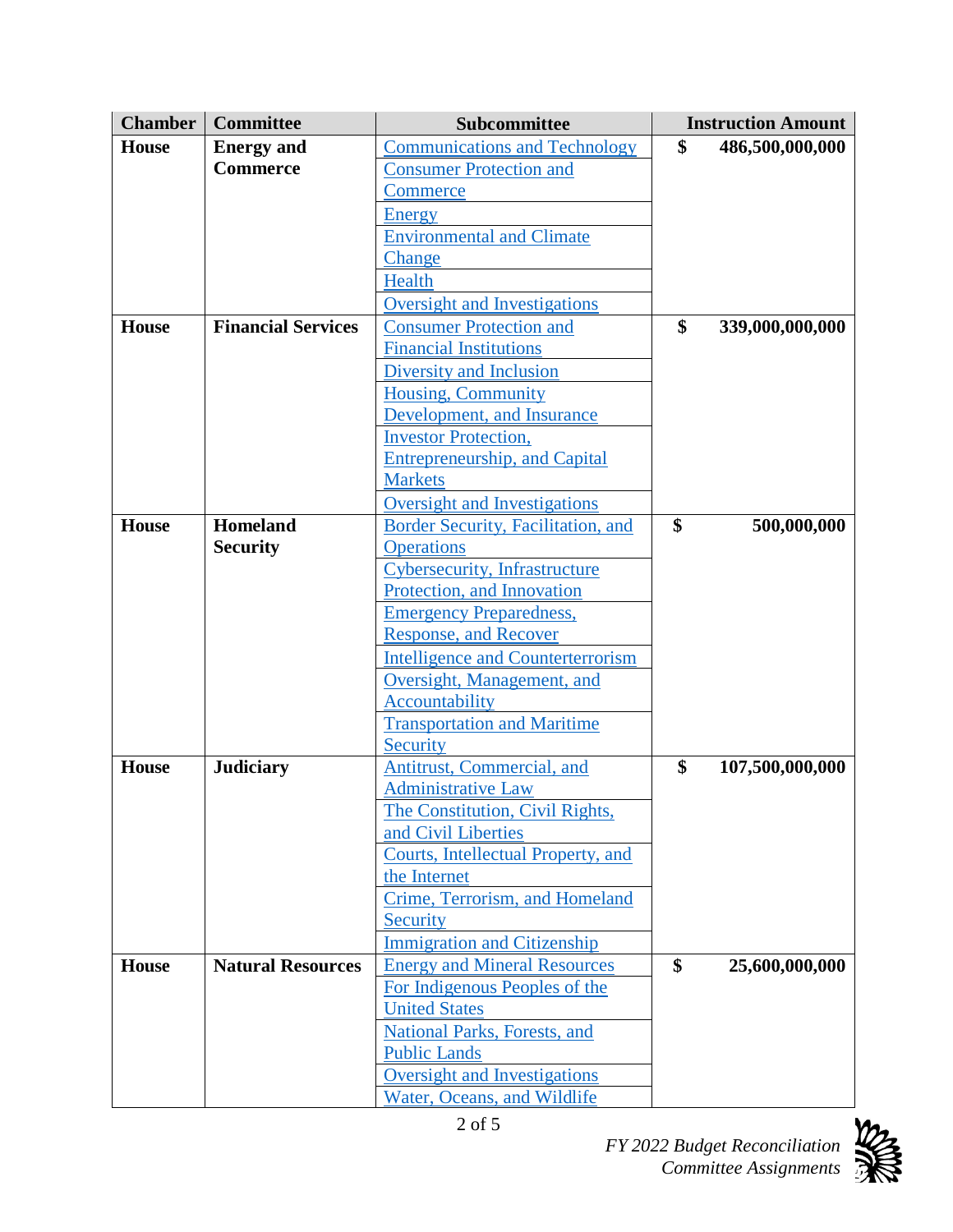| Chamber | Committee | Subcommittee | Instruction Amount |
|---|---|---|---|
| **House** | **Energy and Commerce** | Communications and Technology | **$ 486,500,000,000** |
| | | Consumer Protection and Commerce | |
| | | Energy | |
| | | Environmental and Climate Change | |
| | | Health | |
| | | Oversight and Investigations | |
| **House** | **Financial Services** | Consumer Protection and Financial Institutions | **$ 339,000,000,000** |
| | | Diversity and Inclusion | |
| | | Housing, Community Development, and Insurance | |
| | | Investor Protection, Entrepreneurship, and Capital Markets | |
| | | Oversight and Investigations | |
| **House** | **Homeland Security** | Border Security, Facilitation, and Operations | **$ 500,000,000** |
| | | Cybersecurity, Infrastructure Protection, and Innovation | |
| | | Emergency Preparedness, Response, and Recover | |
| | | Intelligence and Counterterrorism | |
| | | Oversight, Management, and Accountability | |
| | | Transportation and Maritime Security | |
| **House** | **Judiciary** | Antitrust, Commercial, and Administrative Law | **$ 107,500,000,000** |
| | | The Constitution, Civil Rights, and Civil Liberties | |
| | | Courts, Intellectual Property, and the Internet | |
| | | Crime, Terrorism, and Homeland Security | |
| | | Immigration and Citizenship | |
| **House** | **Natural Resources** | Energy and Mineral Resources | **$ 25,600,000,000** |
| | | For Indigenous Peoples of the United States | |
| | | National Parks, Forests, and Public Lands | |
| | | Oversight and Investigations | |
| | | Water, Oceans, and Wildlife | |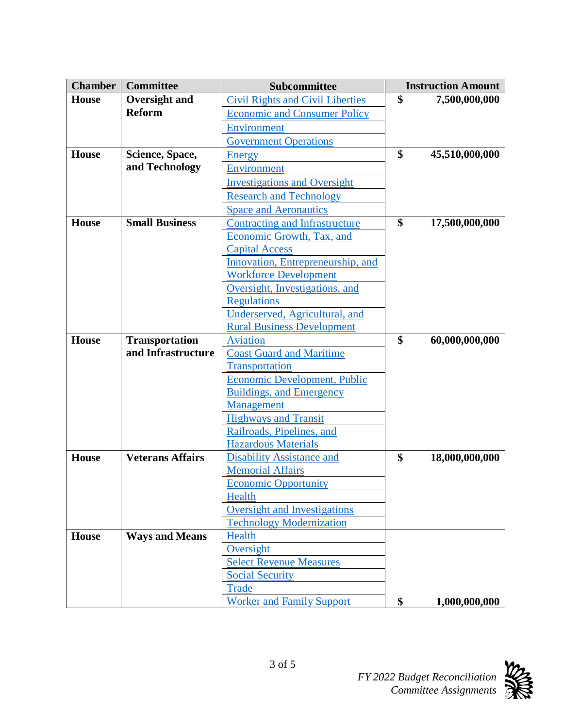| Chamber | Committee | Subcommittee | Instruction Amount |
| --- | --- | --- | --- |
| House | Oversight and Reform | Civil Rights and Civil Liberties | $ 7,500,000,000 |
| | | Economic and Consumer Policy | |
| | | Environment | |
| | | Government Operations | |
| House | Science, Space, and Technology | Energy | $ 45,510,000,000 |
| | | Environment | |
| | | Investigations and Oversight | |
| | | Research and Technology | |
| | | Space and Aeronautics | |
| House | Small Business | Contracting and Infrastructure | $ 17,500,000,000 |
| | | Economic Growth, Tax, and Capital Access | |
| | | Innovation, Entrepreneurship, and Workforce Development | |
| | | Oversight, Investigations, and Regulations | |
| | | Underserved, Agricultural, and Rural Business Development | |
| House | Transportation and Infrastructure | Aviation | $ 60,000,000,000 |
| | | Coast Guard and Maritime Transportation | |
| | | Economic Development, Public Buildings, and Emergency Management | |
| | | Highways and Transit | |
| | | Railroads, Pipelines, and Hazardous Materials | |
| House | Veterans Affairs | Disability Assistance and Memorial Affairs | $ 18,000,000,000 |
| | | Economic Opportunity | |
| | | Health | |
| | | Oversight and Investigations | |
| | | Technology Modernization | |
| House | Ways and Means | Health | |
| | | Oversight | |
| | | Select Revenue Measures | |
| | | Social Security | |
| | | Trade | |
| | | Worker and Family Support | $ 1,000,000,000 |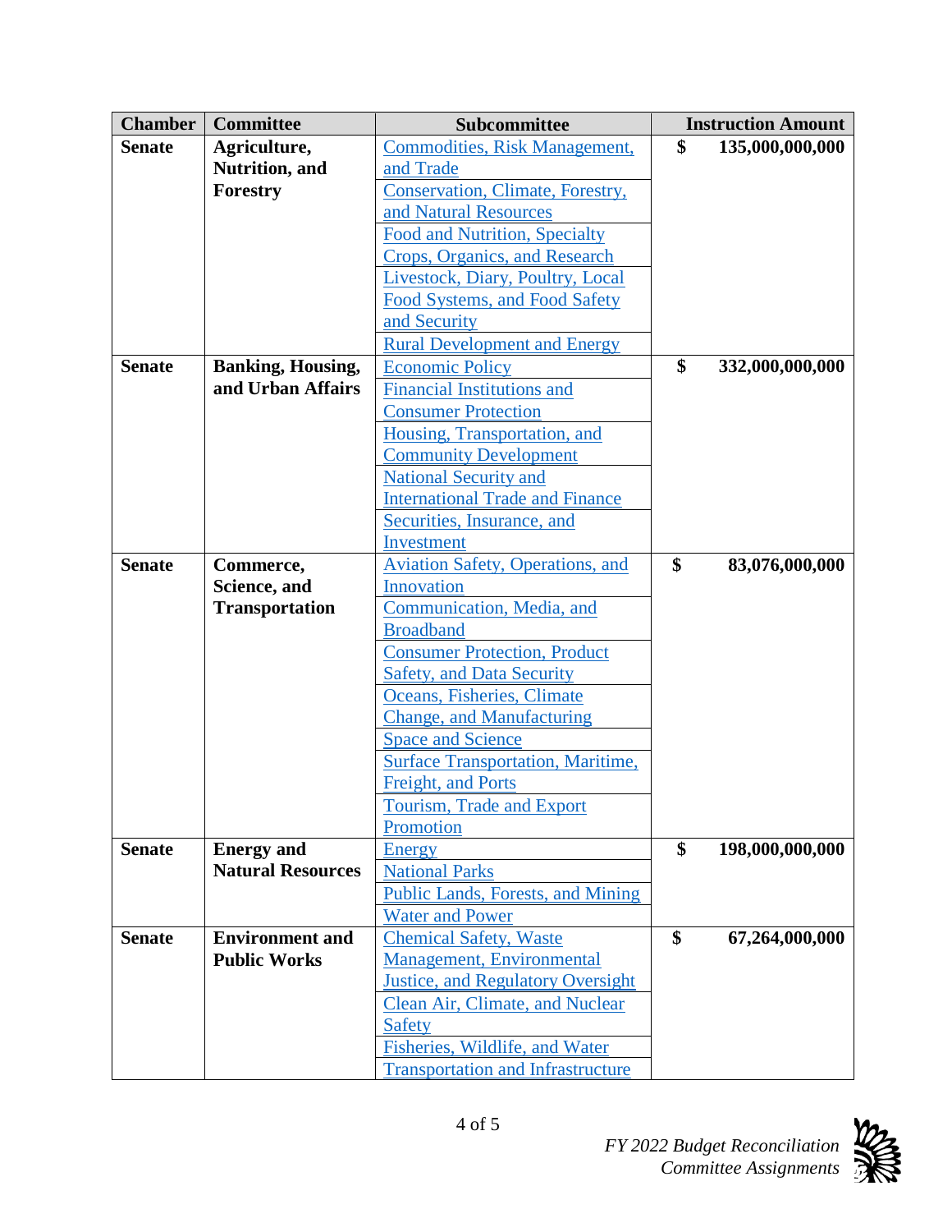| Chamber | Committee | Subcommittee | Instruction Amount |
|---|---|---|---|
| **Senate** | **Agriculture, Nutrition, and Forestry** | Commodities, Risk Management, and Trade | **$ 135,000,000,000** |
| | | Conservation, Climate, Forestry, and Natural Resources | |
| | | Food and Nutrition, Specialty Crops, Organics, and Research | |
| | | Livestock, Diary, Poultry, Local Food Systems, and Food Safety and Security | |
| | | Rural Development and Energy | |
| **Senate** | **Banking, Housing, and Urban Affairs** | Economic Policy | **$ 332,000,000,000** |
| | | Financial Institutions and Consumer Protection | |
| | | Housing, Transportation, and Community Development | |
| | | National Security and International Trade and Finance | |
| | | Securities, Insurance, and Investment | |
| **Senate** | **Commerce, Science, and Transportation** | Aviation Safety, Operations, and Innovation | **$ 83,076,000,000** |
| | | Communication, Media, and Broadband | |
| | | Consumer Protection, Product Safety, and Data Security | |
| | | Oceans, Fisheries, Climate Change, and Manufacturing | |
| | | Space and Science | |
| | | Surface Transportation, Maritime, Freight, and Ports | |
| | | Tourism, Trade and Export Promotion | |
| **Senate** | **Energy and Natural Resources** | Energy | **$ 198,000,000,000** |
| | | National Parks | |
| | | Public Lands, Forests, and Mining | |
| | | Water and Power | |
| **Senate** | **Environment and Public Works** | Chemical Safety, Waste Management, Environmental Justice, and Regulatory Oversight | **$ 67,264,000,000** |
| | | Clean Air, Climate, and Nuclear Safety | |
| | | Fisheries, Wildlife, and Water | |
| | | Transportation and Infrastructure | |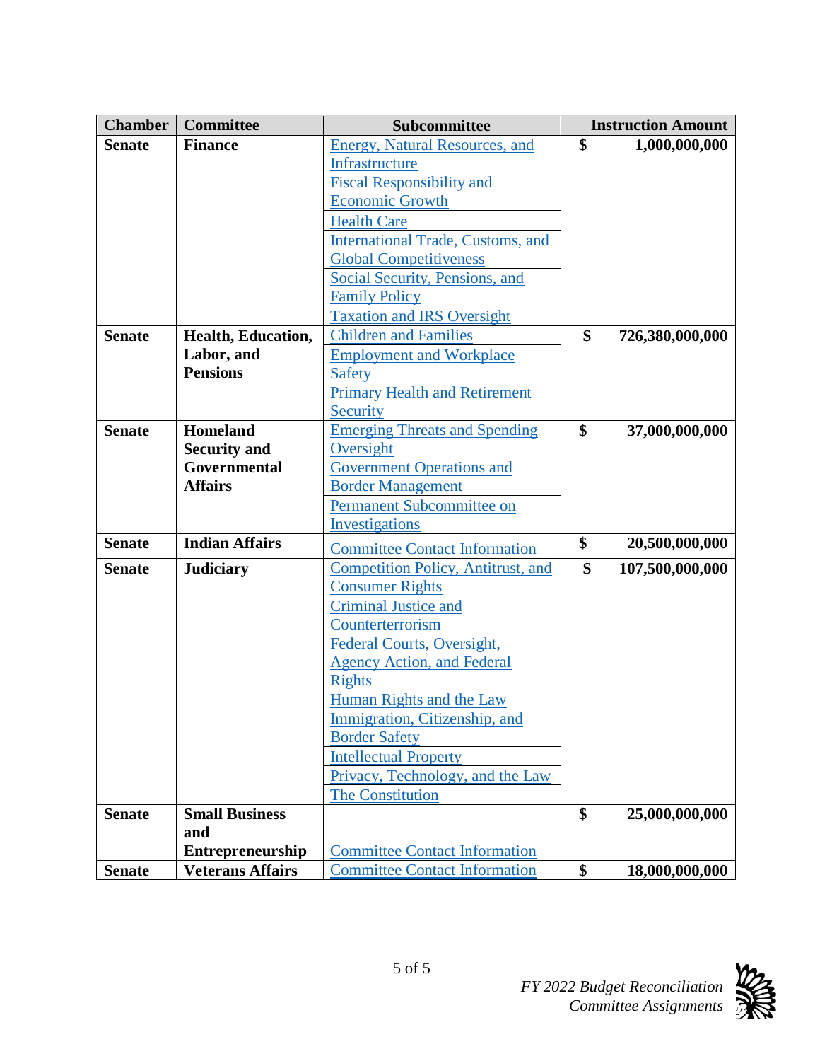| Chamber | Committee | Subcommittee | Instruction Amount |
|---|---|---|---|
| **Senate** | **Finance** | Energy, Natural Resources, and Infrastructure | $ 1,000,000,000 |
| | | Fiscal Responsibility and Economic Growth | |
| | | Health Care | |
| | | International Trade, Customs, and Global Competitiveness | |
| | | Social Security, Pensions, and Family Policy | |
| | | Taxation and IRS Oversight | |
| **Senate** | **Health, Education, Labor, and Pensions** | Children and Families | $ 726,380,000,000 |
| | | Employment and Workplace Safety | |
| | | Primary Health and Retirement Security | |
| **Senate** | **Homeland Security and Governmental Affairs** | Emerging Threats and Spending Oversight | $ 37,000,000,000 |
| | | Government Operations and Border Management | |
| | | Permanent Subcommittee on Investigations | |
| **Senate** | **Indian Affairs** | Committee Contact Information | $ 20,500,000,000 |
| **Senate** | **Judiciary** | Competition Policy, Antitrust, and Consumer Rights | $ 107,500,000,000 |
| | | Criminal Justice and Counterterrorism | |
| | | Federal Courts, Oversight, Agency Action, and Federal Rights | |
| | | Human Rights and the Law | |
| | | Immigration, Citizenship, and Border Safety | |
| | | Intellectual Property | |
| | | Privacy, Technology, and the Law | |
| | | The Constitution | |
| **Senate** | **Small Business and Entrepreneurship** | Committee Contact Information | $ 25,000,000,000 |
| **Senate** | **Veterans Affairs** | Committee Contact Information | $ 18,000,000,000 |